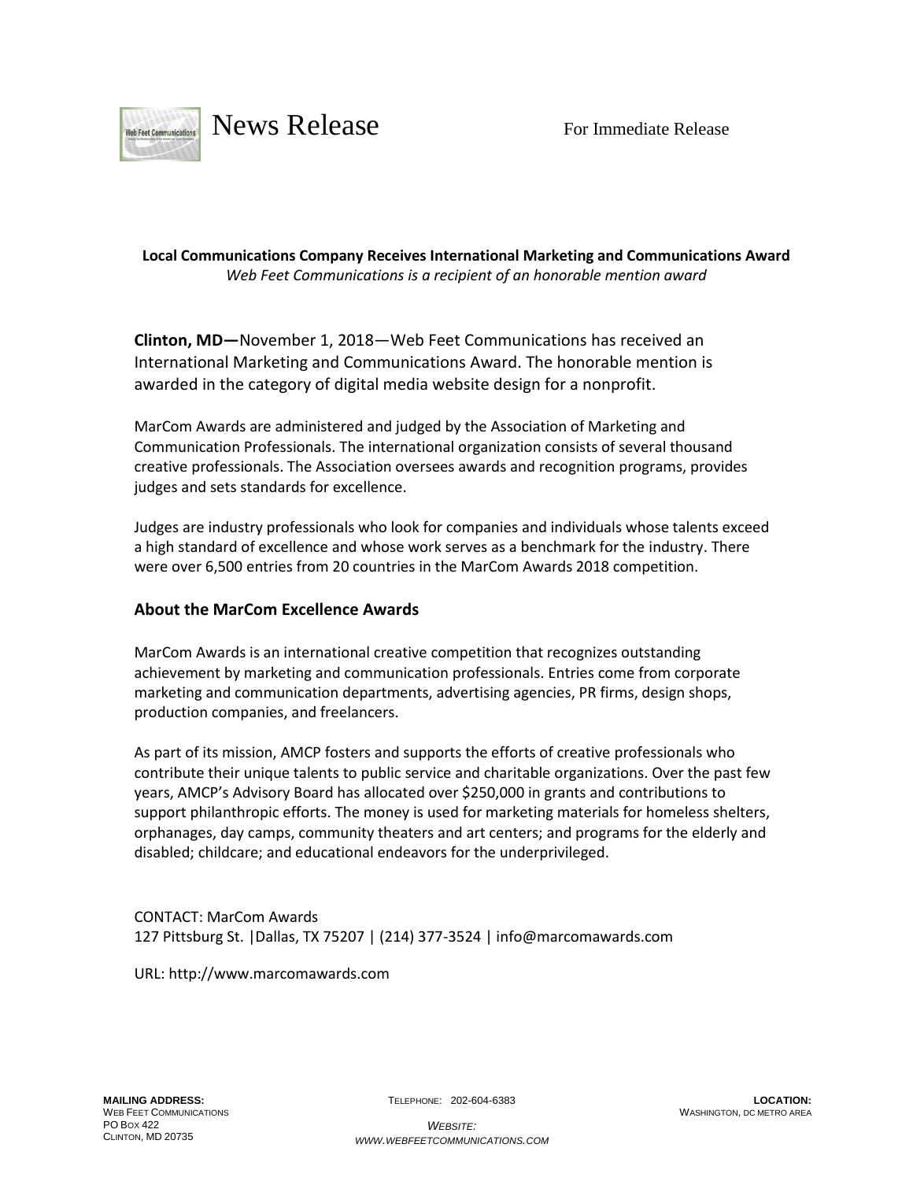News Release

For Immediate Release

**Local Communications Company Receives International Marketing and Communications Award**

*Web Feet Communications is a recipient of an honorable mention award*

**Clinton, MD—**November 1, 2018—Web Feet Communications has received an International Marketing and Communications Award. The honorable mention is awarded in the category of digital media website design for a nonprofit.

MarCom Awards are administered and judged by the Association of Marketing and Communication Professionals. The international organization consists of several thousand creative professionals. The Association oversees awards and recognition programs, provides judges and sets standards for excellence.

Judges are industry professionals who look for companies and individuals whose talents exceed a high standard of excellence and whose work serves as a benchmark for the industry. There were over 6,500 entries from 20 countries in the MarCom Awards 2018 competition.

## About the MarCom Excellence Awards

MarCom Awards is an international creative competition that recognizes outstanding achievement by marketing and communication professionals. Entries come from corporate marketing and communication departments, advertising agencies, PR firms, design shops, production companies, and freelancers.

As part of its mission, AMCP fosters and supports the efforts of creative professionals who contribute their unique talents to public service and charitable organizations. Over the past few years, AMCP's Advisory Board has allocated over $250,000 in grants and contributions to support philanthropic efforts. The money is used for marketing materials for homeless shelters, orphanages, day camps, community theaters and art centers; and programs for the elderly and disabled; childcare; and educational endeavors for the underprivileged.

CONTACT: MarCom Awards
127 Pittsburg St. |Dallas, TX 75207 | (214) 377-3524 | info@marcomawards.com

URL: http://www.marcomawards.com

**MAILING ADDRESS:**
WEB FEET COMMUNICATIONS
PO BOX 422
CLINTON, MD 20735

TELEPHONE: 202-604-6383

*WEBSITE:*
*WWW.WEBFEETCOMMUNICATIONS.COM*

**LOCATION:**
WASHINGTON, DC METRO AREA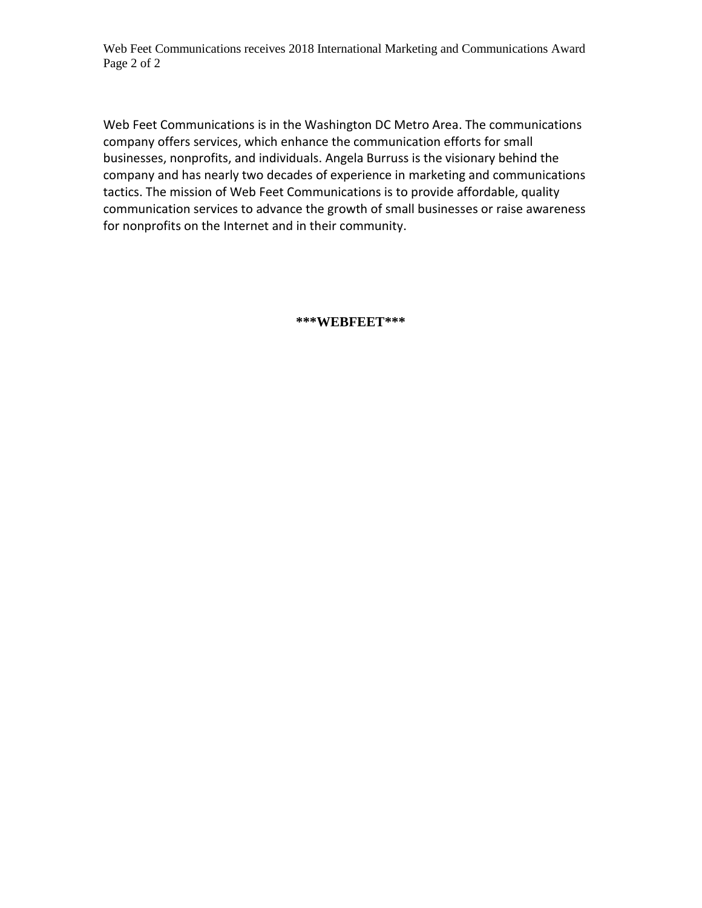Web Feet Communications is in the Washington DC Metro Area. The communications company offers services, which enhance the communication efforts for small businesses, nonprofits, and individuals. Angela Burruss is the visionary behind the company and has nearly two decades of experience in marketing and communications tactics. The mission of Web Feet Communications is to provide affordable, quality communication services to advance the growth of small businesses or raise awareness for nonprofits on the Internet and in their community.

**\*\*\*WEBFEET\*\*\***